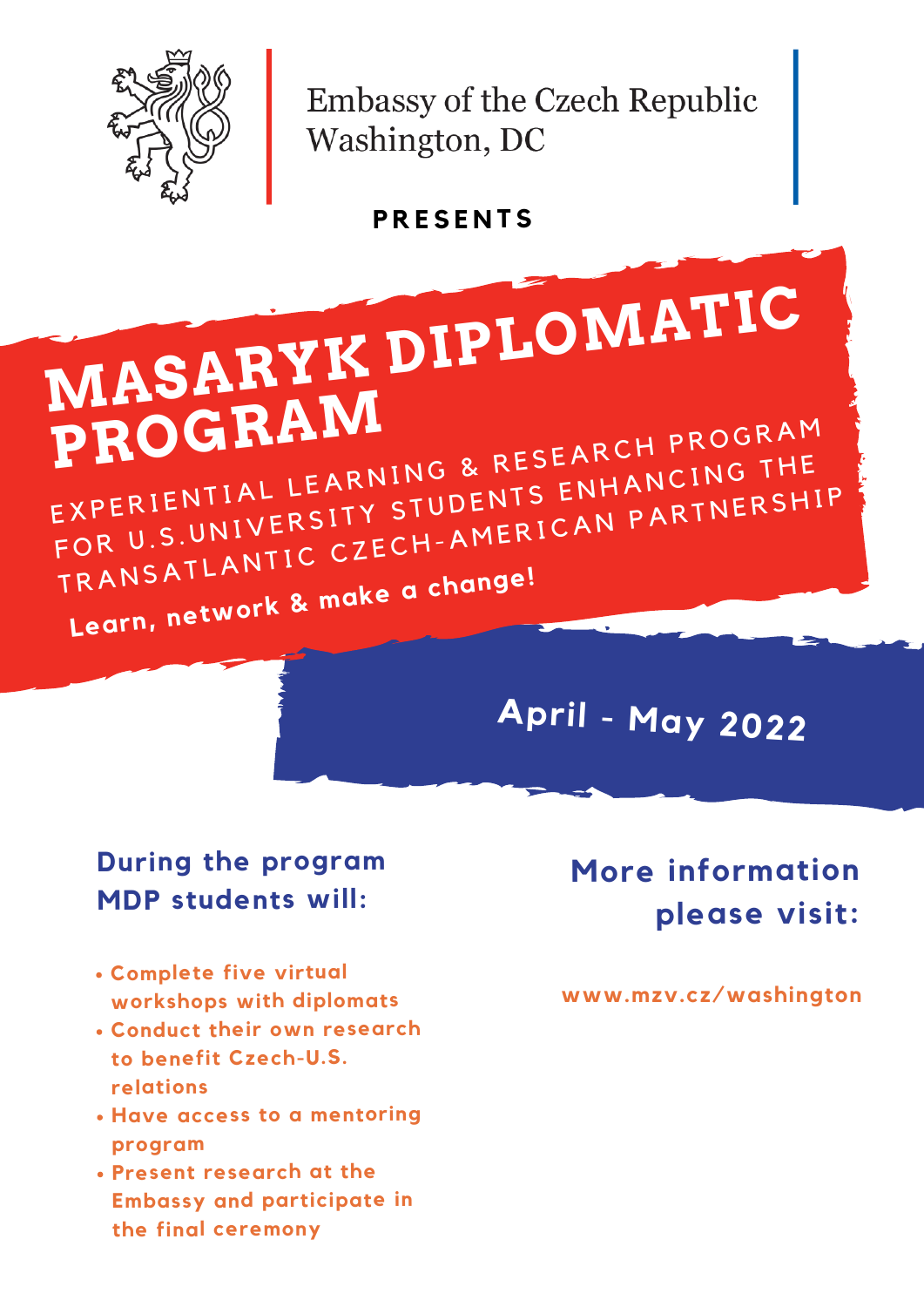Embassy of the Czech Republic
Washington, DC

**PRESENTS**

# MASARYK DIPLOMATIC PROGRAM

EXPERIENTIAL LEARNING & RESEARCH PROGRAM FOR U.S.UNIVERSITY STUDENTS ENHANCING THE TRANSATLANTIC CZECH-AMERICAN PARTNERSHIP

**Learn, network & make a change!**

## April - May 2022

### During the program MDP students will:

- Complete five virtual workshops with diplomats
- Conduct their own research to benefit Czech-U.S. relations
- Have access to a mentoring program
- Present research at the Embassy and participate in the final ceremony

### More information please visit:

www.mzv.cz/washington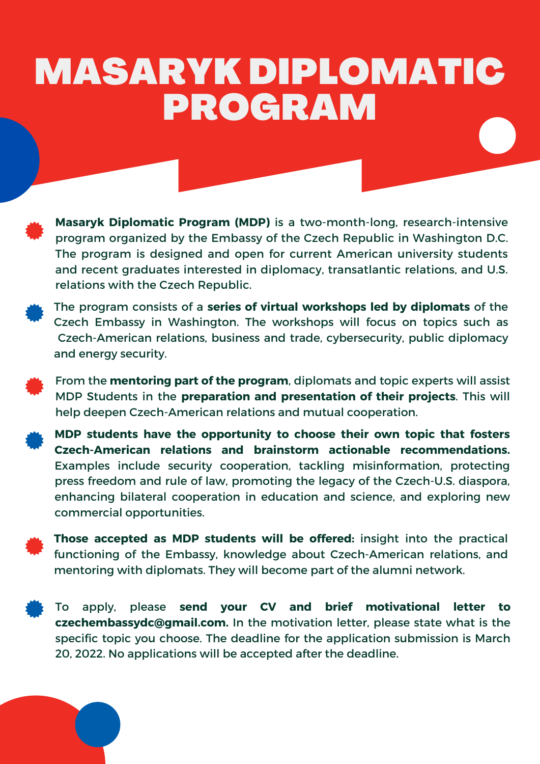# MASARYK DIPLOMATIC PROGRAM

- **Masaryk Diplomatic Program (MDP)** is a two-month-long, research-intensive program organized by the Embassy of the Czech Republic in Washington D.C. The program is designed and open for current American university students and recent graduates interested in diplomacy, transatlantic relations, and U.S. relations with the Czech Republic.

- The program consists of a **series of virtual workshops led by diplomats** of the Czech Embassy in Washington. The workshops will focus on topics such as Czech-American relations, business and trade, cybersecurity, public diplomacy and energy security.

- From the **mentoring part of the program**, diplomats and topic experts will assist MDP Students in the **preparation and presentation of their projects**. This will help deepen Czech-American relations and mutual cooperation.

- **MDP students have the opportunity to choose their own topic that fosters Czech-American relations and brainstorm actionable recommendations.** Examples include security cooperation, tackling misinformation, protecting press freedom and rule of law, promoting the legacy of the Czech-U.S. diaspora, enhancing bilateral cooperation in education and science, and exploring new commercial opportunities.

- **Those accepted as MDP students will be offered:** insight into the practical functioning of the Embassy, knowledge about Czech-American relations, and mentoring with diplomats. They will become part of the alumni network.

- To apply, please **send your CV and brief motivational letter to czechembassydc@gmail.com.** In the motivation letter, please state what is the specific topic you choose. The deadline for the application submission is March 20, 2022. No applications will be accepted after the deadline.